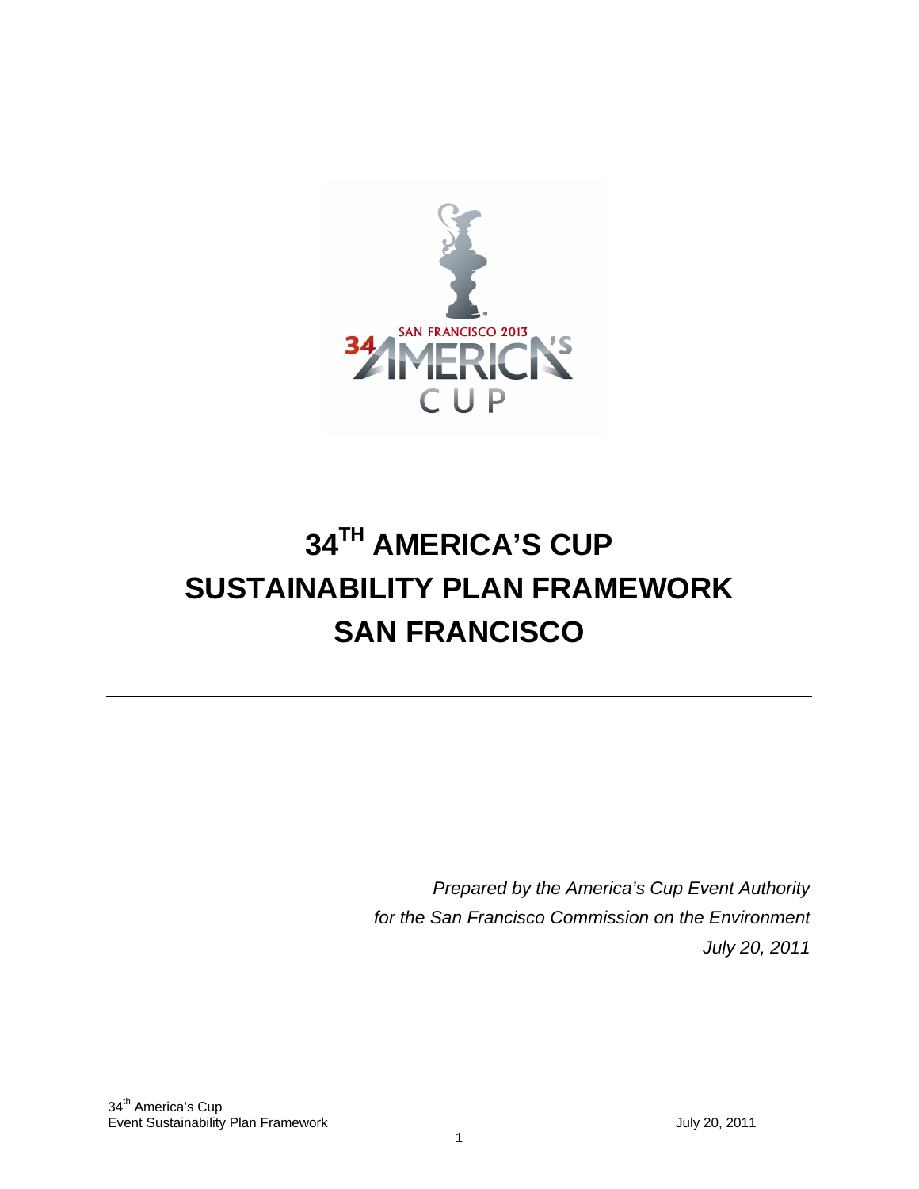# 34[TH] AMERICA'S CUP SUSTAINABILITY PLAN FRAMEWORK SAN FRANCISCO

---

*Prepared by the America's Cup Event Authority*
*for the San Francisco Commission on the Environment*
*July 20, 2011*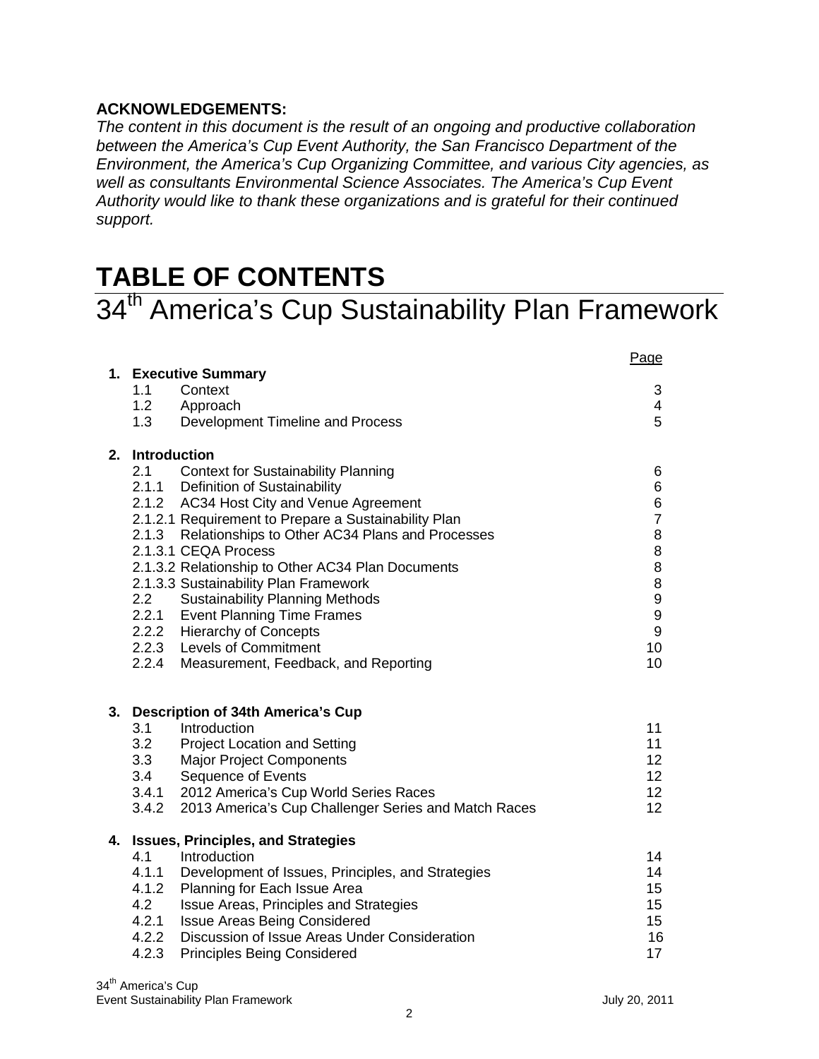**ACKNOWLEDGEMENTS:**

*The content in this document is the result of an ongoing and productive collaboration between the America's Cup Event Authority, the San Francisco Department of the Environment, the America's Cup Organizing Committee, and various City agencies, as well as consultants Environmental Science Associates. The America's Cup Event Authority would like to thank these organizations and is grateful for their continued support.*

# TABLE OF CONTENTS

## 34th America's Cup Sustainability Plan Framework

| | | Page |
|---|---|---|
| **1. Executive Summary** | | |
| 1.1 | Context | 3 |
| 1.2 | Approach | 4 |
| 1.3 | Development Timeline and Process | 5 |
| **2. Introduction** | | |
| 2.1 | Context for Sustainability Planning | 6 |
| 2.1.1 | Definition of Sustainability | 6 |
| 2.1.2 | AC34 Host City and Venue Agreement | 6 |
| 2.1.2.1 | Requirement to Prepare a Sustainability Plan | 7 |
| 2.1.3 | Relationships to Other AC34 Plans and Processes | 8 |
| 2.1.3.1 | CEQA Process | 8 |
| 2.1.3.2 | Relationship to Other AC34 Plan Documents | 8 |
| 2.1.3.3 | Sustainability Plan Framework | 8 |
| 2.2 | Sustainability Planning Methods | 9 |
| 2.2.1 | Event Planning Time Frames | 9 |
| 2.2.2 | Hierarchy of Concepts | 9 |
| 2.2.3 | Levels of Commitment | 10 |
| 2.2.4 | Measurement, Feedback, and Reporting | 10 |
| **3. Description of 34th America's Cup** | | |
| 3.1 | Introduction | 11 |
| 3.2 | Project Location and Setting | 11 |
| 3.3 | Major Project Components | 12 |
| 3.4 | Sequence of Events | 12 |
| 3.4.1 | 2012 America's Cup World Series Races | 12 |
| 3.4.2 | 2013 America's Cup Challenger Series and Match Races | 12 |
| **4. Issues, Principles, and Strategies** | | |
| 4.1 | Introduction | 14 |
| 4.1.1 | Development of Issues, Principles, and Strategies | 14 |
| 4.1.2 | Planning for Each Issue Area | 15 |
| 4.2 | Issue Areas, Principles and Strategies | 15 |
| 4.2.1 | Issue Areas Being Considered | 15 |
| 4.2.2 | Discussion of Issue Areas Under Consideration | 16 |
| 4.2.3 | Principles Being Considered | 17 |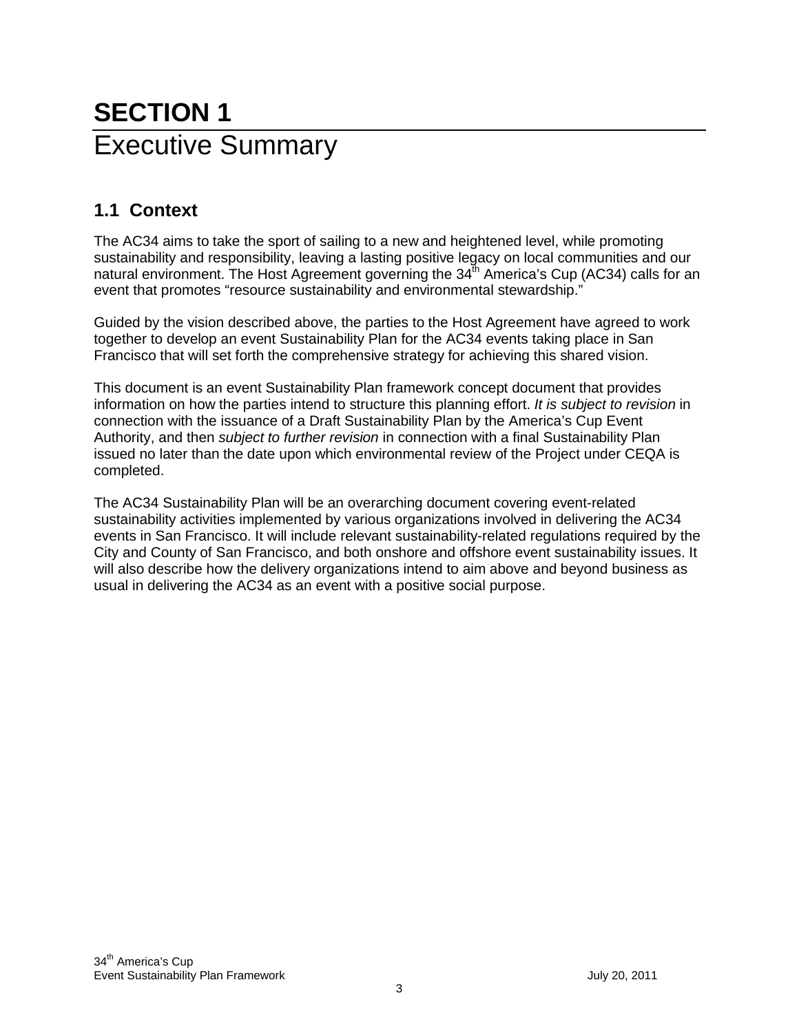# SECTION 1
# Executive Summary

## 1.1 Context

The AC34 aims to take the sport of sailing to a new and heightened level, while promoting sustainability and responsibility, leaving a lasting positive legacy on local communities and our natural environment. The Host Agreement governing the 34th America's Cup (AC34) calls for an event that promotes "resource sustainability and environmental stewardship."

Guided by the vision described above, the parties to the Host Agreement have agreed to work together to develop an event Sustainability Plan for the AC34 events taking place in San Francisco that will set forth the comprehensive strategy for achieving this shared vision.

This document is an event Sustainability Plan framework concept document that provides information on how the parties intend to structure this planning effort. *It is subject to revision* in connection with the issuance of a Draft Sustainability Plan by the America's Cup Event Authority, and then *subject to further revision* in connection with a final Sustainability Plan issued no later than the date upon which environmental review of the Project under CEQA is completed.

The AC34 Sustainability Plan will be an overarching document covering event-related sustainability activities implemented by various organizations involved in delivering the AC34 events in San Francisco. It will include relevant sustainability-related regulations required by the City and County of San Francisco, and both onshore and offshore event sustainability issues. It will also describe how the delivery organizations intend to aim above and beyond business as usual in delivering the AC34 as an event with a positive social purpose.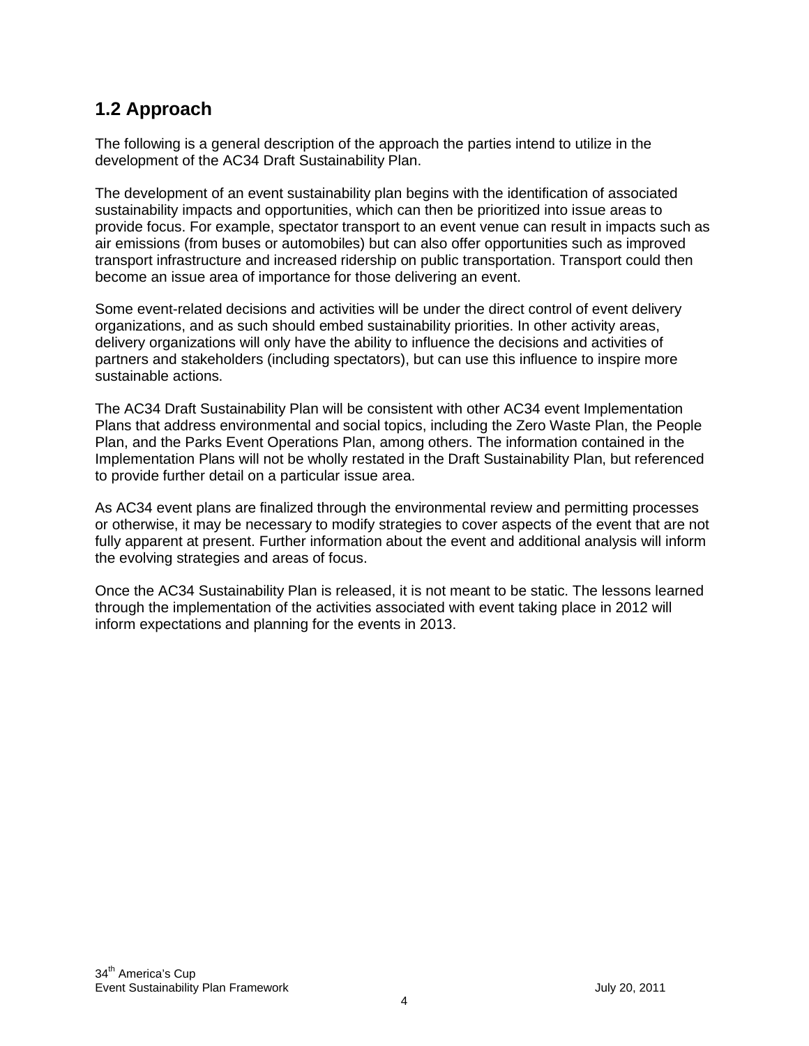## 1.2 Approach

The following is a general description of the approach the parties intend to utilize in the development of the AC34 Draft Sustainability Plan.

The development of an event sustainability plan begins with the identification of associated sustainability impacts and opportunities, which can then be prioritized into issue areas to provide focus. For example, spectator transport to an event venue can result in impacts such as air emissions (from buses or automobiles) but can also offer opportunities such as improved transport infrastructure and increased ridership on public transportation. Transport could then become an issue area of importance for those delivering an event.

Some event-related decisions and activities will be under the direct control of event delivery organizations, and as such should embed sustainability priorities. In other activity areas, delivery organizations will only have the ability to influence the decisions and activities of partners and stakeholders (including spectators), but can use this influence to inspire more sustainable actions.

The AC34 Draft Sustainability Plan will be consistent with other AC34 event Implementation Plans that address environmental and social topics, including the Zero Waste Plan, the People Plan, and the Parks Event Operations Plan, among others. The information contained in the Implementation Plans will not be wholly restated in the Draft Sustainability Plan, but referenced to provide further detail on a particular issue area.

As AC34 event plans are finalized through the environmental review and permitting processes or otherwise, it may be necessary to modify strategies to cover aspects of the event that are not fully apparent at present. Further information about the event and additional analysis will inform the evolving strategies and areas of focus.

Once the AC34 Sustainability Plan is released, it is not meant to be static. The lessons learned through the implementation of the activities associated with event taking place in 2012 will inform expectations and planning for the events in 2013.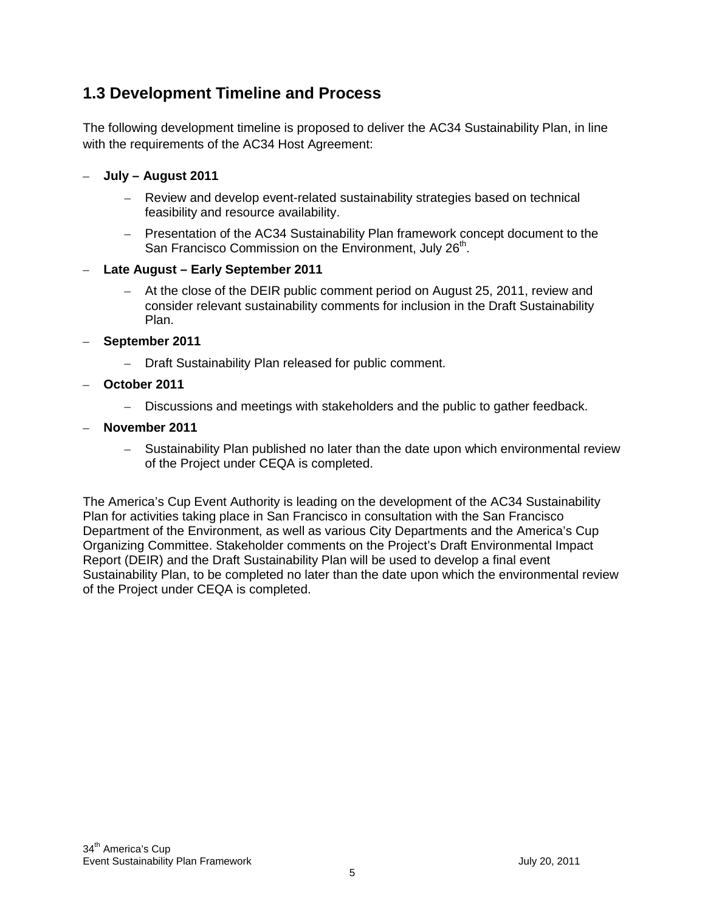## 1.3 Development Timeline and Process

The following development timeline is proposed to deliver the AC34 Sustainability Plan, in line with the requirements of the AC34 Host Agreement:

- **July – August 2011**
  - Review and develop event-related sustainability strategies based on technical feasibility and resource availability.
  - Presentation of the AC34 Sustainability Plan framework concept document to the San Francisco Commission on the Environment, July 26th.
- **Late August – Early September 2011**
  - At the close of the DEIR public comment period on August 25, 2011, review and consider relevant sustainability comments for inclusion in the Draft Sustainability Plan.
- **September 2011**
  - Draft Sustainability Plan released for public comment.
- **October 2011**
  - Discussions and meetings with stakeholders and the public to gather feedback.
- **November 2011**
  - Sustainability Plan published no later than the date upon which environmental review of the Project under CEQA is completed.

The America's Cup Event Authority is leading on the development of the AC34 Sustainability Plan for activities taking place in San Francisco in consultation with the San Francisco Department of the Environment, as well as various City Departments and the America's Cup Organizing Committee. Stakeholder comments on the Project's Draft Environmental Impact Report (DEIR) and the Draft Sustainability Plan will be used to develop a final event Sustainability Plan, to be completed no later than the date upon which the environmental review of the Project under CEQA is completed.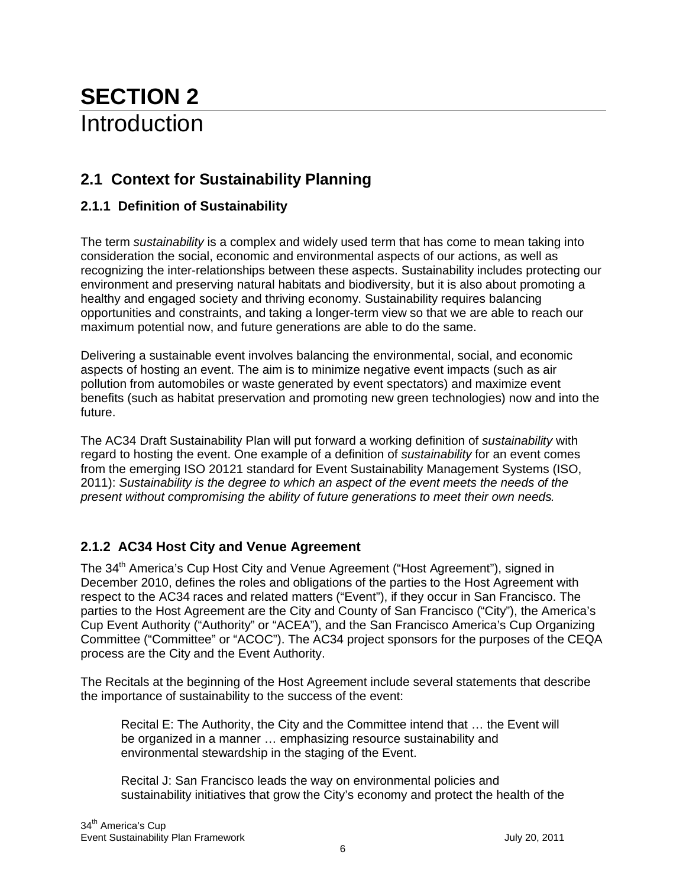# SECTION 2
# Introduction

## 2.1 Context for Sustainability Planning

### 2.1.1 Definition of Sustainability

The term *sustainability* is a complex and widely used term that has come to mean taking into consideration the social, economic and environmental aspects of our actions, as well as recognizing the inter-relationships between these aspects. Sustainability includes protecting our environment and preserving natural habitats and biodiversity, but it is also about promoting a healthy and engaged society and thriving economy. Sustainability requires balancing opportunities and constraints, and taking a longer-term view so that we are able to reach our maximum potential now, and future generations are able to do the same.

Delivering a sustainable event involves balancing the environmental, social, and economic aspects of hosting an event. The aim is to minimize negative event impacts (such as air pollution from automobiles or waste generated by event spectators) and maximize event benefits (such as habitat preservation and promoting new green technologies) now and into the future.

The AC34 Draft Sustainability Plan will put forward a working definition of *sustainability* with regard to hosting the event. One example of a definition of *sustainability* for an event comes from the emerging ISO 20121 standard for Event Sustainability Management Systems (ISO, 2011): *Sustainability is the degree to which an aspect of the event meets the needs of the present without compromising the ability of future generations to meet their own needs.*

### 2.1.2 AC34 Host City and Venue Agreement

The 34th America's Cup Host City and Venue Agreement ("Host Agreement"), signed in December 2010, defines the roles and obligations of the parties to the Host Agreement with respect to the AC34 races and related matters ("Event"), if they occur in San Francisco. The parties to the Host Agreement are the City and County of San Francisco ("City"), the America's Cup Event Authority ("Authority" or "ACEA"), and the San Francisco America's Cup Organizing Committee ("Committee" or "ACOC"). The AC34 project sponsors for the purposes of the CEQA process are the City and the Event Authority.

The Recitals at the beginning of the Host Agreement include several statements that describe the importance of sustainability to the success of the event:

> Recital E: The Authority, the City and the Committee intend that … the Event will be organized in a manner … emphasizing resource sustainability and environmental stewardship in the staging of the Event.
>
> Recital J: San Francisco leads the way on environmental policies and sustainability initiatives that grow the City's economy and protect the health of the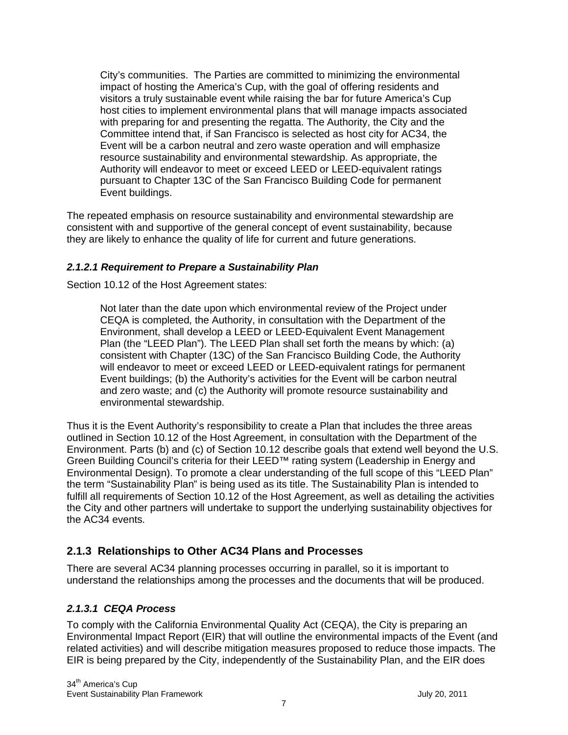> City's communities. The Parties are committed to minimizing the environmental impact of hosting the America's Cup, with the goal of offering residents and visitors a truly sustainable event while raising the bar for future America's Cup host cities to implement environmental plans that will manage impacts associated with preparing for and presenting the regatta. The Authority, the City and the Committee intend that, if San Francisco is selected as host city for AC34, the Event will be a carbon neutral and zero waste operation and will emphasize resource sustainability and environmental stewardship. As appropriate, the Authority will endeavor to meet or exceed LEED or LEED-equivalent ratings pursuant to Chapter 13C of the San Francisco Building Code for permanent Event buildings.

The repeated emphasis on resource sustainability and environmental stewardship are consistent with and supportive of the general concept of event sustainability, because they are likely to enhance the quality of life for current and future generations.

#### *2.1.2.1 Requirement to Prepare a Sustainability Plan*

Section 10.12 of the Host Agreement states:

> Not later than the date upon which environmental review of the Project under CEQA is completed, the Authority, in consultation with the Department of the Environment, shall develop a LEED or LEED-Equivalent Event Management Plan (the "LEED Plan"). The LEED Plan shall set forth the means by which: (a) consistent with Chapter (13C) of the San Francisco Building Code, the Authority will endeavor to meet or exceed LEED or LEED-equivalent ratings for permanent Event buildings; (b) the Authority's activities for the Event will be carbon neutral and zero waste; and (c) the Authority will promote resource sustainability and environmental stewardship.

Thus it is the Event Authority's responsibility to create a Plan that includes the three areas outlined in Section 10.12 of the Host Agreement, in consultation with the Department of the Environment. Parts (b) and (c) of Section 10.12 describe goals that extend well beyond the U.S. Green Building Council's criteria for their LEED™ rating system (Leadership in Energy and Environmental Design). To promote a clear understanding of the full scope of this "LEED Plan" the term "Sustainability Plan" is being used as its title. The Sustainability Plan is intended to fulfill all requirements of Section 10.12 of the Host Agreement, as well as detailing the activities the City and other partners will undertake to support the underlying sustainability objectives for the AC34 events.

### 2.1.3 Relationships to Other AC34 Plans and Processes

There are several AC34 planning processes occurring in parallel, so it is important to understand the relationships among the processes and the documents that will be produced.

#### *2.1.3.1 CEQA Process*

To comply with the California Environmental Quality Act (CEQA), the City is preparing an Environmental Impact Report (EIR) that will outline the environmental impacts of the Event (and related activities) and will describe mitigation measures proposed to reduce those impacts. The EIR is being prepared by the City, independently of the Sustainability Plan, and the EIR does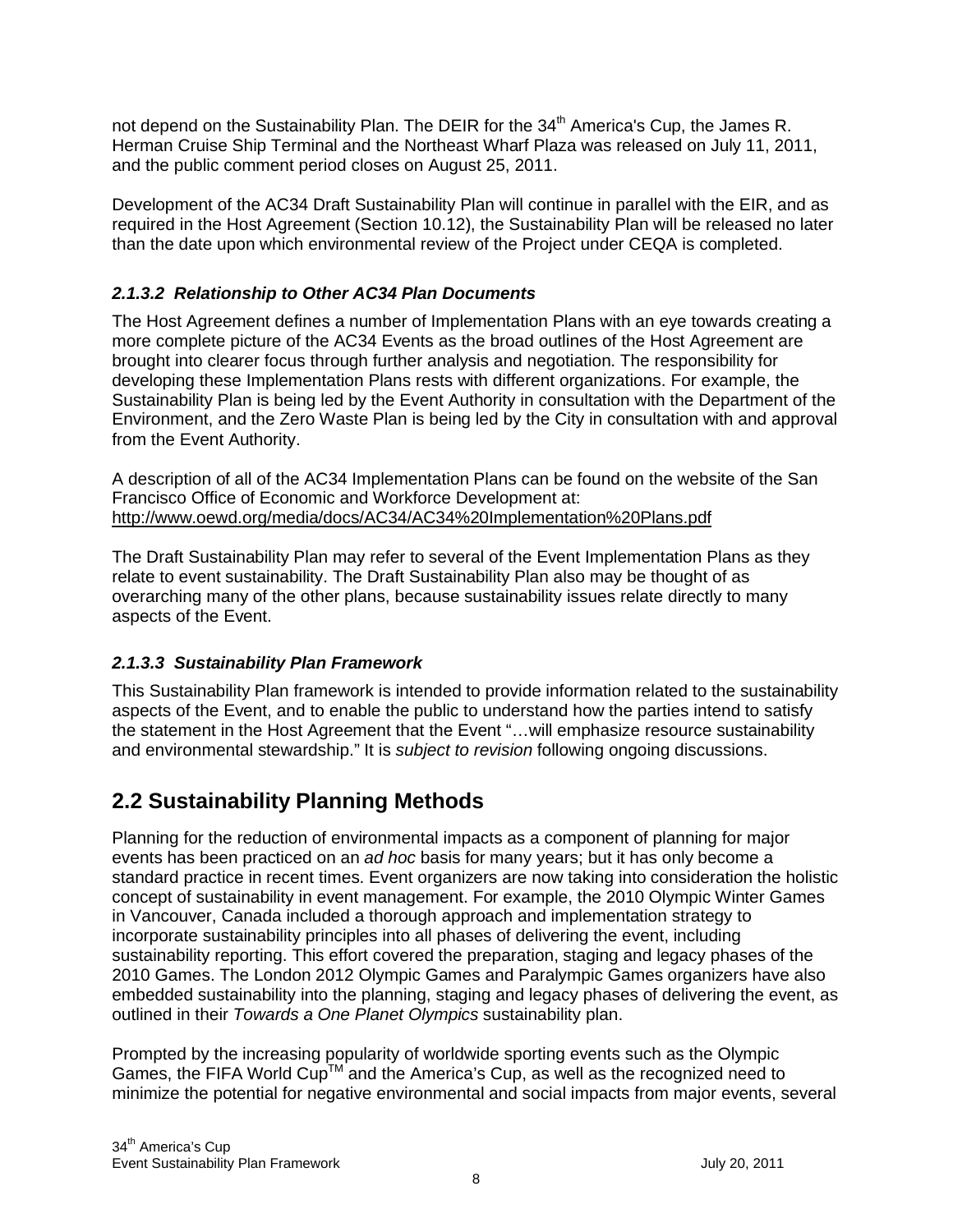not depend on the Sustainability Plan. The DEIR for the 34th America's Cup, the James R. Herman Cruise Ship Terminal and the Northeast Wharf Plaza was released on July 11, 2011, and the public comment period closes on August 25, 2011.

Development of the AC34 Draft Sustainability Plan will continue in parallel with the EIR, and as required in the Host Agreement (Section 10.12), the Sustainability Plan will be released no later than the date upon which environmental review of the Project under CEQA is completed.

#### *2.1.3.2 Relationship to Other AC34 Plan Documents*

The Host Agreement defines a number of Implementation Plans with an eye towards creating a more complete picture of the AC34 Events as the broad outlines of the Host Agreement are brought into clearer focus through further analysis and negotiation. The responsibility for developing these Implementation Plans rests with different organizations. For example, the Sustainability Plan is being led by the Event Authority in consultation with the Department of the Environment, and the Zero Waste Plan is being led by the City in consultation with and approval from the Event Authority.

A description of all of the AC34 Implementation Plans can be found on the website of the San Francisco Office of Economic and Workforce Development at: http://www.oewd.org/media/docs/AC34/AC34%20Implementation%20Plans.pdf

The Draft Sustainability Plan may refer to several of the Event Implementation Plans as they relate to event sustainability. The Draft Sustainability Plan also may be thought of as overarching many of the other plans, because sustainability issues relate directly to many aspects of the Event.

#### *2.1.3.3 Sustainability Plan Framework*

This Sustainability Plan framework is intended to provide information related to the sustainability aspects of the Event, and to enable the public to understand how the parties intend to satisfy the statement in the Host Agreement that the Event "…will emphasize resource sustainability and environmental stewardship." It is *subject to revision* following ongoing discussions.

## 2.2 Sustainability Planning Methods

Planning for the reduction of environmental impacts as a component of planning for major events has been practiced on an *ad hoc* basis for many years; but it has only become a standard practice in recent times. Event organizers are now taking into consideration the holistic concept of sustainability in event management. For example, the 2010 Olympic Winter Games in Vancouver, Canada included a thorough approach and implementation strategy to incorporate sustainability principles into all phases of delivering the event, including sustainability reporting. This effort covered the preparation, staging and legacy phases of the 2010 Games. The London 2012 Olympic Games and Paralympic Games organizers have also embedded sustainability into the planning, staging and legacy phases of delivering the event, as outlined in their *Towards a One Planet Olympics* sustainability plan.

Prompted by the increasing popularity of worldwide sporting events such as the Olympic Games, the FIFA World Cup™ and the America's Cup, as well as the recognized need to minimize the potential for negative environmental and social impacts from major events, several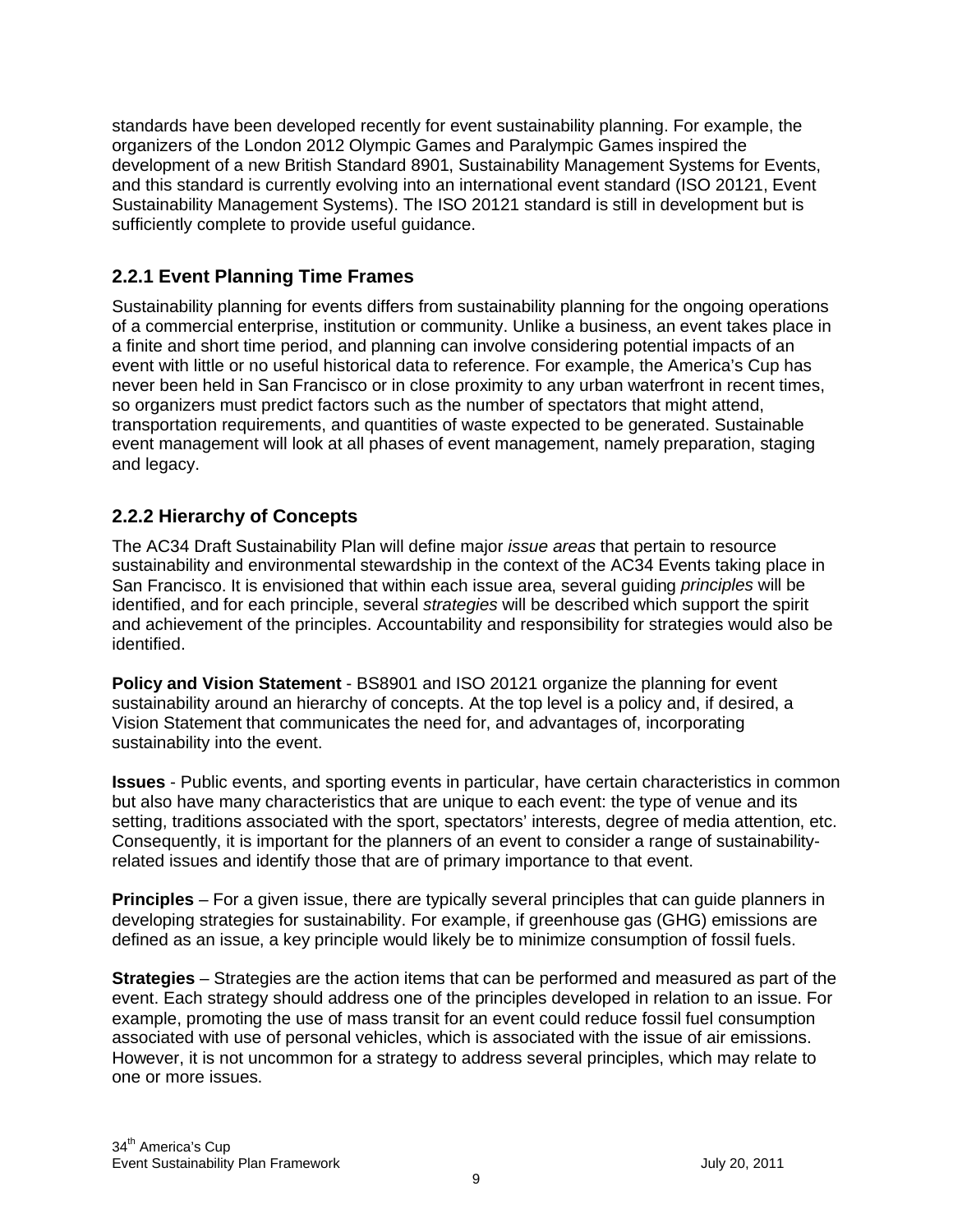standards have been developed recently for event sustainability planning. For example, the organizers of the London 2012 Olympic Games and Paralympic Games inspired the development of a new British Standard 8901, Sustainability Management Systems for Events, and this standard is currently evolving into an international event standard (ISO 20121, Event Sustainability Management Systems). The ISO 20121 standard is still in development but is sufficiently complete to provide useful guidance.

### 2.2.1 Event Planning Time Frames

Sustainability planning for events differs from sustainability planning for the ongoing operations of a commercial enterprise, institution or community. Unlike a business, an event takes place in a finite and short time period, and planning can involve considering potential impacts of an event with little or no useful historical data to reference. For example, the America's Cup has never been held in San Francisco or in close proximity to any urban waterfront in recent times, so organizers must predict factors such as the number of spectators that might attend, transportation requirements, and quantities of waste expected to be generated. Sustainable event management will look at all phases of event management, namely preparation, staging and legacy.

### 2.2.2 Hierarchy of Concepts

The AC34 Draft Sustainability Plan will define major *issue areas* that pertain to resource sustainability and environmental stewardship in the context of the AC34 Events taking place in San Francisco. It is envisioned that within each issue area, several guiding *principles* will be identified, and for each principle, several *strategies* will be described which support the spirit and achievement of the principles. Accountability and responsibility for strategies would also be identified.

**Policy and Vision Statement** - BS8901 and ISO 20121 organize the planning for event sustainability around an hierarchy of concepts. At the top level is a policy and, if desired, a Vision Statement that communicates the need for, and advantages of, incorporating sustainability into the event.

**Issues** - Public events, and sporting events in particular, have certain characteristics in common but also have many characteristics that are unique to each event: the type of venue and its setting, traditions associated with the sport, spectators' interests, degree of media attention, etc. Consequently, it is important for the planners of an event to consider a range of sustainability-related issues and identify those that are of primary importance to that event.

**Principles** – For a given issue, there are typically several principles that can guide planners in developing strategies for sustainability. For example, if greenhouse gas (GHG) emissions are defined as an issue, a key principle would likely be to minimize consumption of fossil fuels.

**Strategies** – Strategies are the action items that can be performed and measured as part of the event. Each strategy should address one of the principles developed in relation to an issue. For example, promoting the use of mass transit for an event could reduce fossil fuel consumption associated with use of personal vehicles, which is associated with the issue of air emissions. However, it is not uncommon for a strategy to address several principles, which may relate to one or more issues.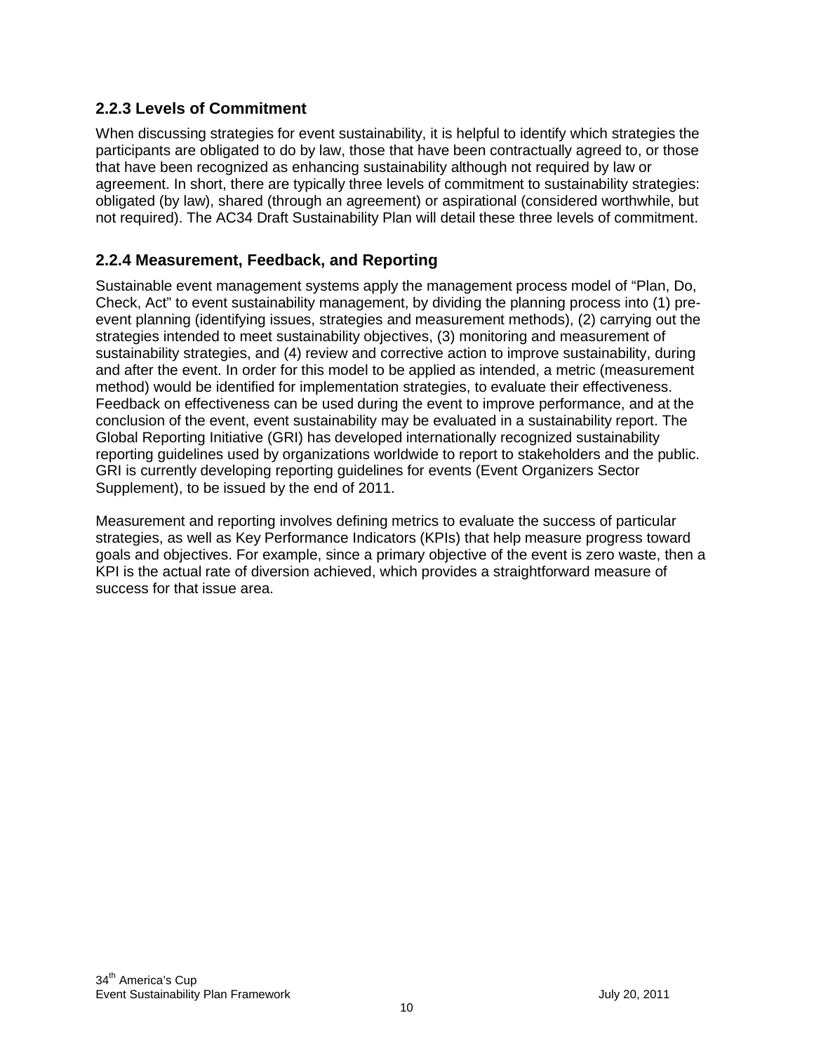### 2.2.3 Levels of Commitment

When discussing strategies for event sustainability, it is helpful to identify which strategies the participants are obligated to do by law, those that have been contractually agreed to, or those that have been recognized as enhancing sustainability although not required by law or agreement. In short, there are typically three levels of commitment to sustainability strategies: obligated (by law), shared (through an agreement) or aspirational (considered worthwhile, but not required). The AC34 Draft Sustainability Plan will detail these three levels of commitment.

### 2.2.4 Measurement, Feedback, and Reporting

Sustainable event management systems apply the management process model of "Plan, Do, Check, Act" to event sustainability management, by dividing the planning process into (1) pre-event planning (identifying issues, strategies and measurement methods), (2) carrying out the strategies intended to meet sustainability objectives, (3) monitoring and measurement of sustainability strategies, and (4) review and corrective action to improve sustainability, during and after the event. In order for this model to be applied as intended, a metric (measurement method) would be identified for implementation strategies, to evaluate their effectiveness. Feedback on effectiveness can be used during the event to improve performance, and at the conclusion of the event, event sustainability may be evaluated in a sustainability report. The Global Reporting Initiative (GRI) has developed internationally recognized sustainability reporting guidelines used by organizations worldwide to report to stakeholders and the public. GRI is currently developing reporting guidelines for events (Event Organizers Sector Supplement), to be issued by the end of 2011.

Measurement and reporting involves defining metrics to evaluate the success of particular strategies, as well as Key Performance Indicators (KPIs) that help measure progress toward goals and objectives. For example, since a primary objective of the event is zero waste, then a KPI is the actual rate of diversion achieved, which provides a straightforward measure of success for that issue area.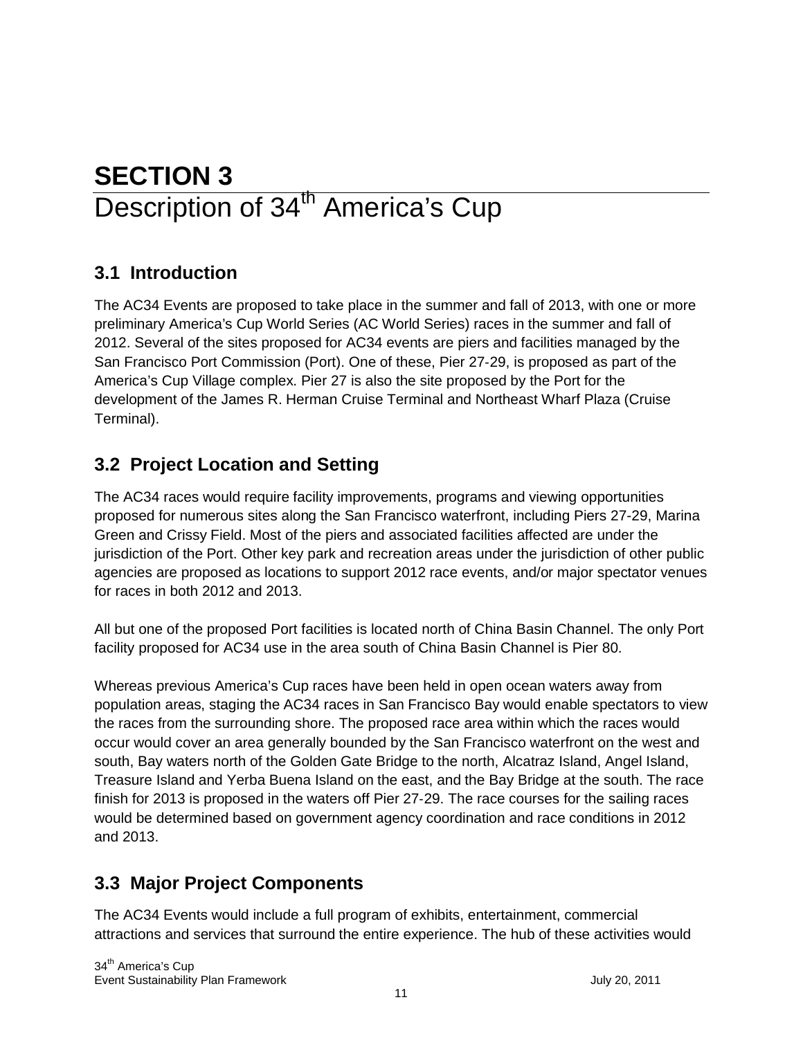# SECTION 3

# Description of 34th America's Cup

## 3.1 Introduction

The AC34 Events are proposed to take place in the summer and fall of 2013, with one or more preliminary America's Cup World Series (AC World Series) races in the summer and fall of 2012. Several of the sites proposed for AC34 events are piers and facilities managed by the San Francisco Port Commission (Port). One of these, Pier 27-29, is proposed as part of the America's Cup Village complex. Pier 27 is also the site proposed by the Port for the development of the James R. Herman Cruise Terminal and Northeast Wharf Plaza (Cruise Terminal).

## 3.2 Project Location and Setting

The AC34 races would require facility improvements, programs and viewing opportunities proposed for numerous sites along the San Francisco waterfront, including Piers 27-29, Marina Green and Crissy Field. Most of the piers and associated facilities affected are under the jurisdiction of the Port. Other key park and recreation areas under the jurisdiction of other public agencies are proposed as locations to support 2012 race events, and/or major spectator venues for races in both 2012 and 2013.

All but one of the proposed Port facilities is located north of China Basin Channel. The only Port facility proposed for AC34 use in the area south of China Basin Channel is Pier 80.

Whereas previous America's Cup races have been held in open ocean waters away from population areas, staging the AC34 races in San Francisco Bay would enable spectators to view the races from the surrounding shore. The proposed race area within which the races would occur would cover an area generally bounded by the San Francisco waterfront on the west and south, Bay waters north of the Golden Gate Bridge to the north, Alcatraz Island, Angel Island, Treasure Island and Yerba Buena Island on the east, and the Bay Bridge at the south. The race finish for 2013 is proposed in the waters off Pier 27-29. The race courses for the sailing races would be determined based on government agency coordination and race conditions in 2012 and 2013.

## 3.3 Major Project Components

The AC34 Events would include a full program of exhibits, entertainment, commercial attractions and services that surround the entire experience. The hub of these activities would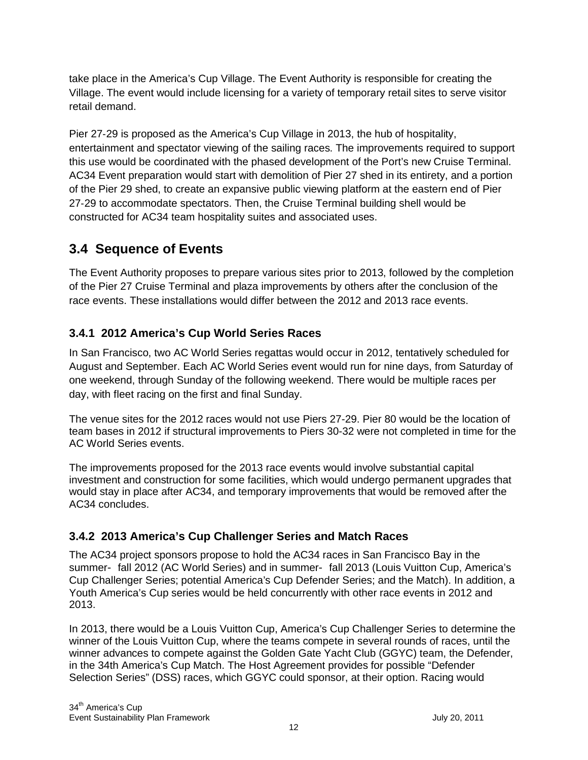take place in the America's Cup Village. The Event Authority is responsible for creating the Village. The event would include licensing for a variety of temporary retail sites to serve visitor retail demand.

Pier 27-29 is proposed as the America's Cup Village in 2013, the hub of hospitality, entertainment and spectator viewing of the sailing races. The improvements required to support this use would be coordinated with the phased development of the Port's new Cruise Terminal. AC34 Event preparation would start with demolition of Pier 27 shed in its entirety, and a portion of the Pier 29 shed, to create an expansive public viewing platform at the eastern end of Pier 27-29 to accommodate spectators. Then, the Cruise Terminal building shell would be constructed for AC34 team hospitality suites and associated uses.

## 3.4 Sequence of Events

The Event Authority proposes to prepare various sites prior to 2013, followed by the completion of the Pier 27 Cruise Terminal and plaza improvements by others after the conclusion of the race events. These installations would differ between the 2012 and 2013 race events.

### 3.4.1 2012 America's Cup World Series Races

In San Francisco, two AC World Series regattas would occur in 2012, tentatively scheduled for August and September. Each AC World Series event would run for nine days, from Saturday of one weekend, through Sunday of the following weekend. There would be multiple races per day, with fleet racing on the first and final Sunday.

The venue sites for the 2012 races would not use Piers 27-29. Pier 80 would be the location of team bases in 2012 if structural improvements to Piers 30-32 were not completed in time for the AC World Series events.

The improvements proposed for the 2013 race events would involve substantial capital investment and construction for some facilities, which would undergo permanent upgrades that would stay in place after AC34, and temporary improvements that would be removed after the AC34 concludes.

### 3.4.2 2013 America's Cup Challenger Series and Match Races

The AC34 project sponsors propose to hold the AC34 races in San Francisco Bay in the summer- fall 2012 (AC World Series) and in summer- fall 2013 (Louis Vuitton Cup, America's Cup Challenger Series; potential America's Cup Defender Series; and the Match). In addition, a Youth America's Cup series would be held concurrently with other race events in 2012 and 2013.

In 2013, there would be a Louis Vuitton Cup, America's Cup Challenger Series to determine the winner of the Louis Vuitton Cup, where the teams compete in several rounds of races, until the winner advances to compete against the Golden Gate Yacht Club (GGYC) team, the Defender, in the 34th America's Cup Match. The Host Agreement provides for possible "Defender Selection Series" (DSS) races, which GGYC could sponsor, at their option. Racing would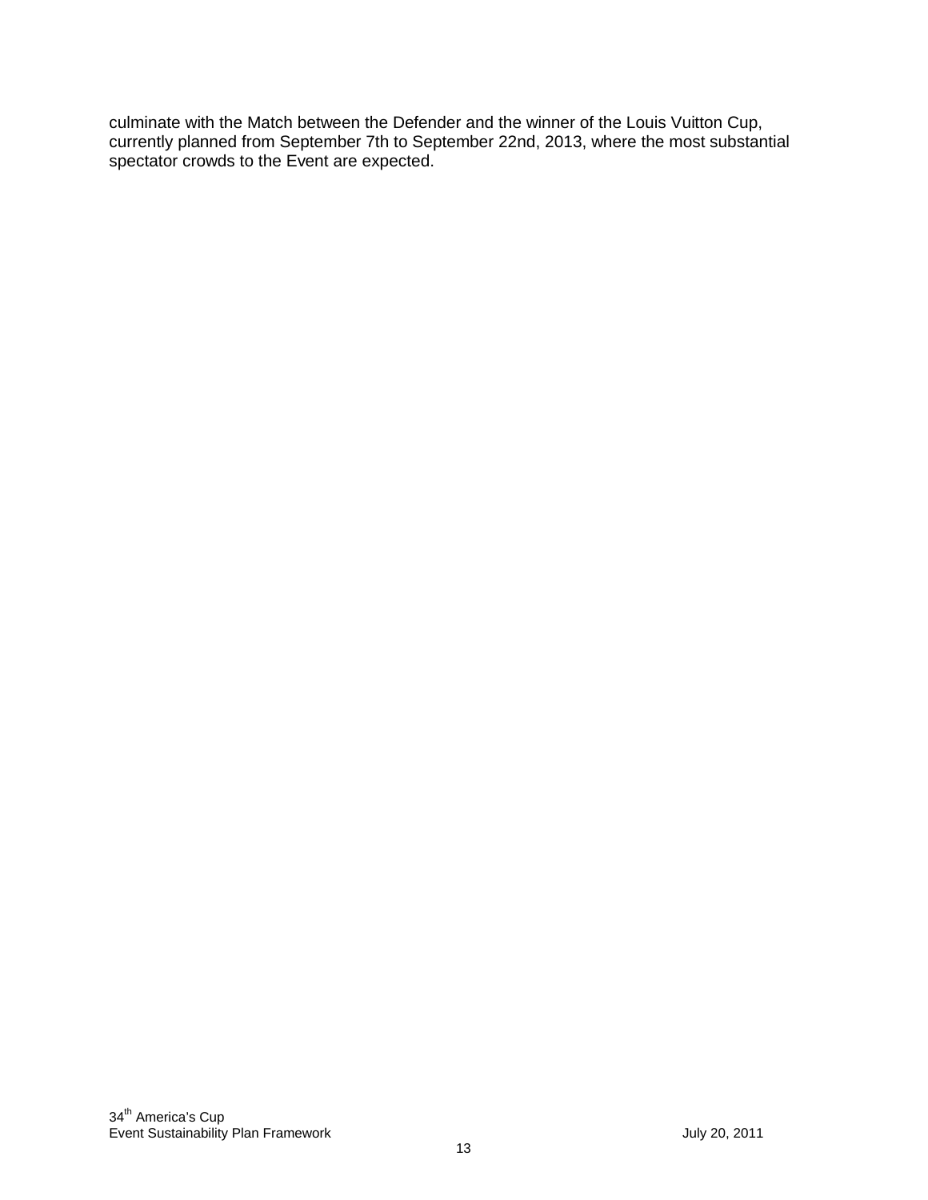culminate with the Match between the Defender and the winner of the Louis Vuitton Cup, currently planned from September 7th to September 22nd, 2013, where the most substantial spectator crowds to the Event are expected.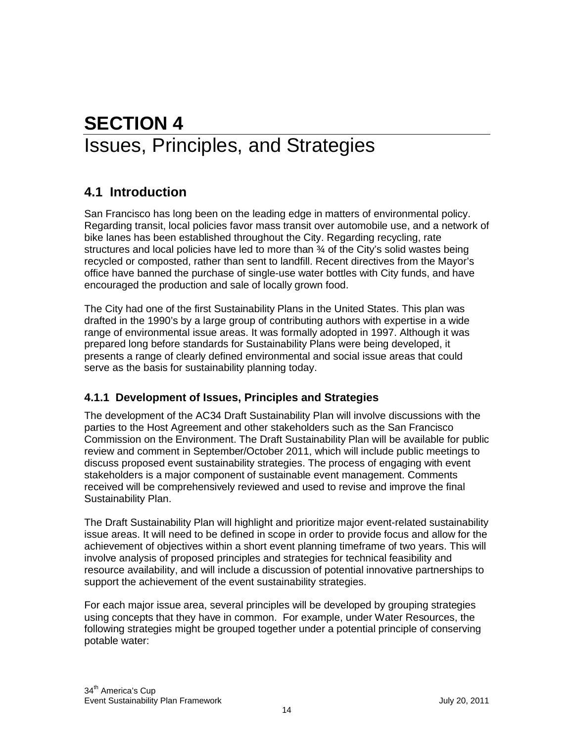# SECTION 4
# Issues, Principles, and Strategies

## 4.1 Introduction

San Francisco has long been on the leading edge in matters of environmental policy. Regarding transit, local policies favor mass transit over automobile use, and a network of bike lanes has been established throughout the City. Regarding recycling, rate structures and local policies have led to more than ¾ of the City's solid wastes being recycled or composted, rather than sent to landfill. Recent directives from the Mayor's office have banned the purchase of single-use water bottles with City funds, and have encouraged the production and sale of locally grown food.

The City had one of the first Sustainability Plans in the United States. This plan was drafted in the 1990's by a large group of contributing authors with expertise in a wide range of environmental issue areas. It was formally adopted in 1997. Although it was prepared long before standards for Sustainability Plans were being developed, it presents a range of clearly defined environmental and social issue areas that could serve as the basis for sustainability planning today.

### 4.1.1 Development of Issues, Principles and Strategies

The development of the AC34 Draft Sustainability Plan will involve discussions with the parties to the Host Agreement and other stakeholders such as the San Francisco Commission on the Environment. The Draft Sustainability Plan will be available for public review and comment in September/October 2011, which will include public meetings to discuss proposed event sustainability strategies. The process of engaging with event stakeholders is a major component of sustainable event management. Comments received will be comprehensively reviewed and used to revise and improve the final Sustainability Plan.

The Draft Sustainability Plan will highlight and prioritize major event-related sustainability issue areas. It will need to be defined in scope in order to provide focus and allow for the achievement of objectives within a short event planning timeframe of two years. This will involve analysis of proposed principles and strategies for technical feasibility and resource availability, and will include a discussion of potential innovative partnerships to support the achievement of the event sustainability strategies.

For each major issue area, several principles will be developed by grouping strategies using concepts that they have in common. For example, under Water Resources, the following strategies might be grouped together under a potential principle of conserving potable water: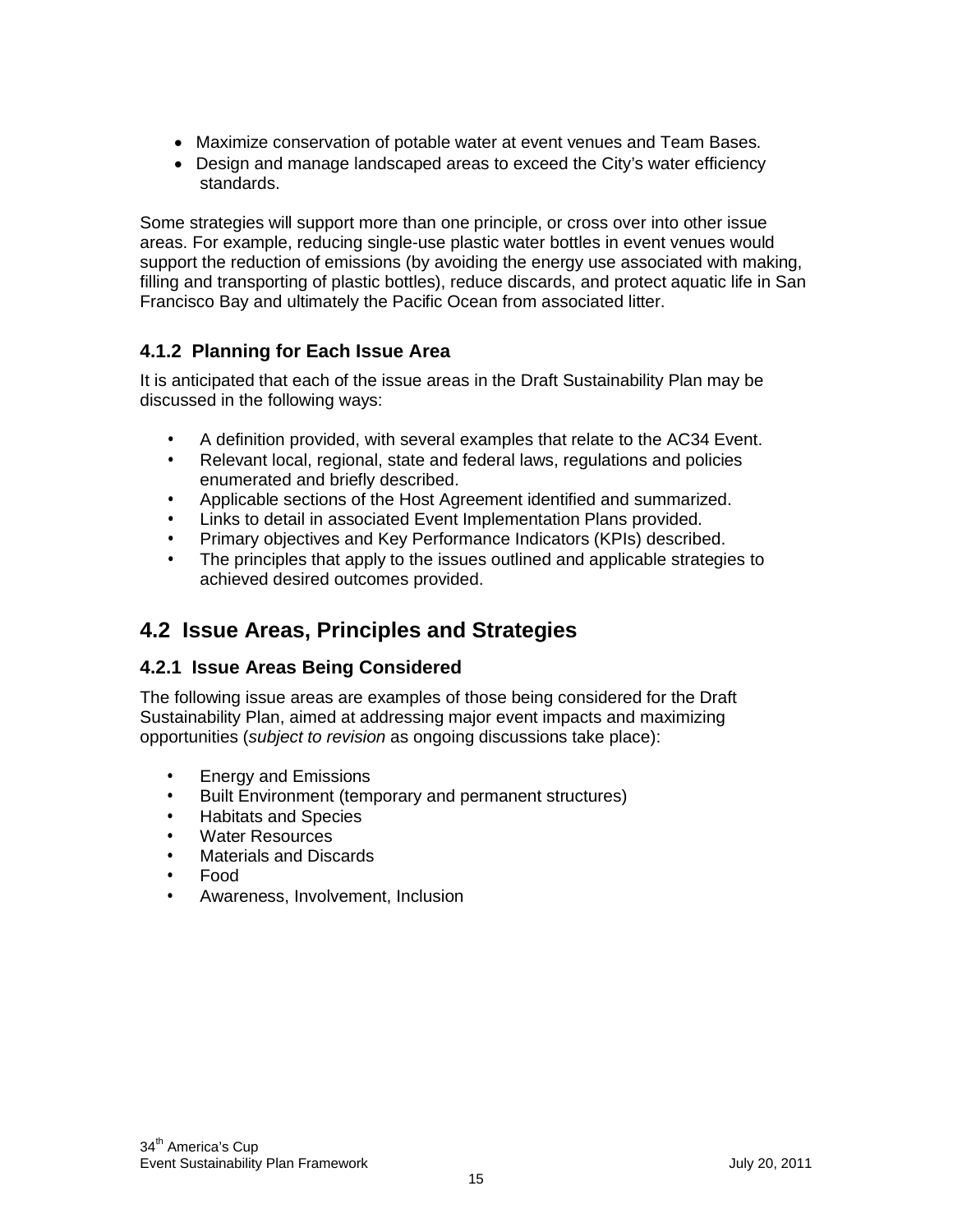- Maximize conservation of potable water at event venues and Team Bases.
- Design and manage landscaped areas to exceed the City's water efficiency standards.

Some strategies will support more than one principle, or cross over into other issue areas. For example, reducing single-use plastic water bottles in event venues would support the reduction of emissions (by avoiding the energy use associated with making, filling and transporting of plastic bottles), reduce discards, and protect aquatic life in San Francisco Bay and ultimately the Pacific Ocean from associated litter.

### 4.1.2 Planning for Each Issue Area

It is anticipated that each of the issue areas in the Draft Sustainability Plan may be discussed in the following ways:

- A definition provided, with several examples that relate to the AC34 Event.
- Relevant local, regional, state and federal laws, regulations and policies enumerated and briefly described.
- Applicable sections of the Host Agreement identified and summarized.
- Links to detail in associated Event Implementation Plans provided.
- Primary objectives and Key Performance Indicators (KPIs) described.
- The principles that apply to the issues outlined and applicable strategies to achieved desired outcomes provided.

## 4.2 Issue Areas, Principles and Strategies

### 4.2.1 Issue Areas Being Considered

The following issue areas are examples of those being considered for the Draft Sustainability Plan, aimed at addressing major event impacts and maximizing opportunities (*subject to revision* as ongoing discussions take place):

- Energy and Emissions
- Built Environment (temporary and permanent structures)
- Habitats and Species
- Water Resources
- Materials and Discards
- Food
- Awareness, Involvement, Inclusion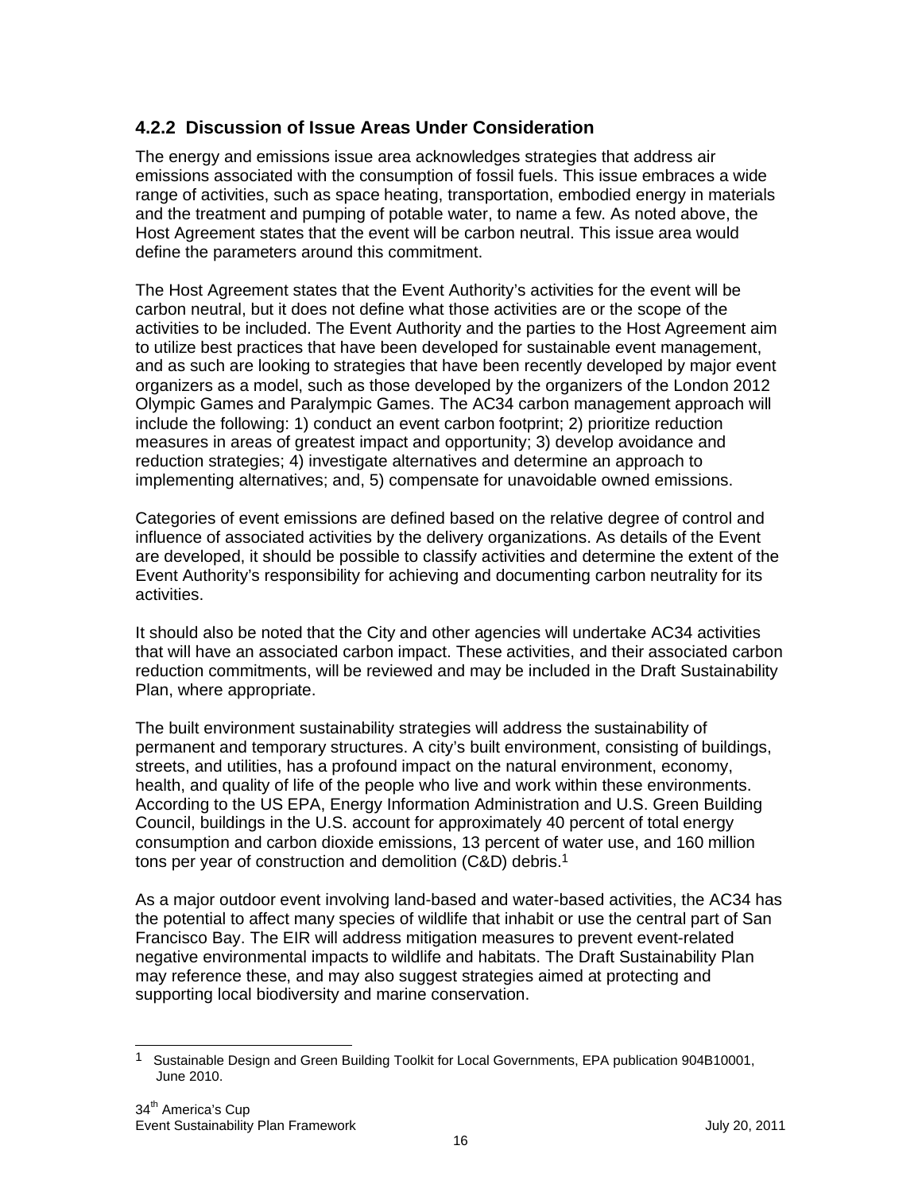### 4.2.2 Discussion of Issue Areas Under Consideration

The energy and emissions issue area acknowledges strategies that address air emissions associated with the consumption of fossil fuels. This issue embraces a wide range of activities, such as space heating, transportation, embodied energy in materials and the treatment and pumping of potable water, to name a few. As noted above, the Host Agreement states that the event will be carbon neutral. This issue area would define the parameters around this commitment.

The Host Agreement states that the Event Authority's activities for the event will be carbon neutral, but it does not define what those activities are or the scope of the activities to be included. The Event Authority and the parties to the Host Agreement aim to utilize best practices that have been developed for sustainable event management, and as such are looking to strategies that have been recently developed by major event organizers as a model, such as those developed by the organizers of the London 2012 Olympic Games and Paralympic Games. The AC34 carbon management approach will include the following: 1) conduct an event carbon footprint; 2) prioritize reduction measures in areas of greatest impact and opportunity; 3) develop avoidance and reduction strategies; 4) investigate alternatives and determine an approach to implementing alternatives; and, 5) compensate for unavoidable owned emissions.

Categories of event emissions are defined based on the relative degree of control and influence of associated activities by the delivery organizations. As details of the Event are developed, it should be possible to classify activities and determine the extent of the Event Authority's responsibility for achieving and documenting carbon neutrality for its activities.

It should also be noted that the City and other agencies will undertake AC34 activities that will have an associated carbon impact. These activities, and their associated carbon reduction commitments, will be reviewed and may be included in the Draft Sustainability Plan, where appropriate.

The built environment sustainability strategies will address the sustainability of permanent and temporary structures. A city's built environment, consisting of buildings, streets, and utilities, has a profound impact on the natural environment, economy, health, and quality of life of the people who live and work within these environments. According to the US EPA, Energy Information Administration and U.S. Green Building Council, buildings in the U.S. account for approximately 40 percent of total energy consumption and carbon dioxide emissions, 13 percent of water use, and 160 million tons per year of construction and demolition (C&D) debris.[1]

As a major outdoor event involving land-based and water-based activities, the AC34 has the potential to affect many species of wildlife that inhabit or use the central part of San Francisco Bay. The EIR will address mitigation measures to prevent event-related negative environmental impacts to wildlife and habitats. The Draft Sustainability Plan may reference these, and may also suggest strategies aimed at protecting and supporting local biodiversity and marine conservation.

---

[1] Sustainable Design and Green Building Toolkit for Local Governments, EPA publication 904B10001, June 2010.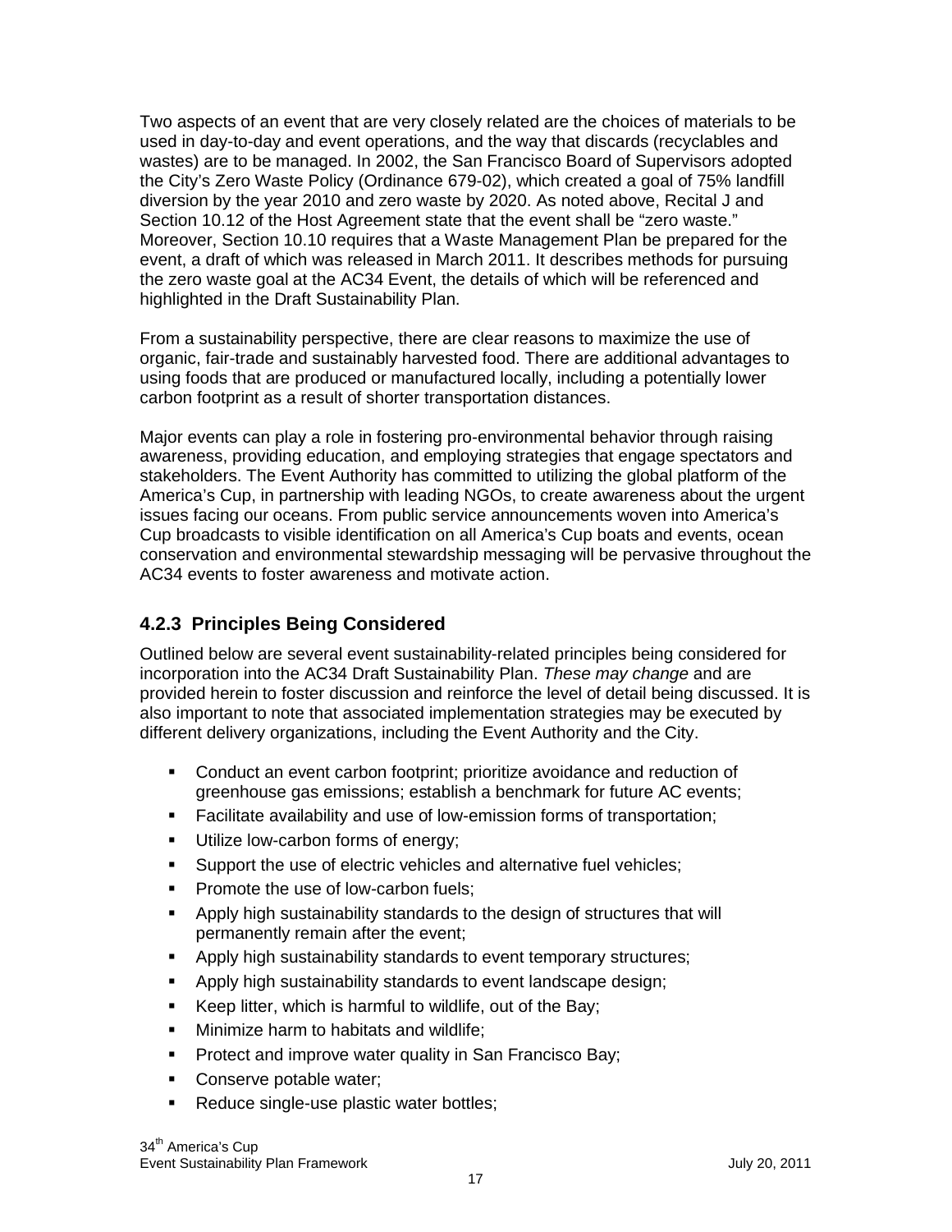Two aspects of an event that are very closely related are the choices of materials to be used in day-to-day and event operations, and the way that discards (recyclables and wastes) are to be managed. In 2002, the San Francisco Board of Supervisors adopted the City's Zero Waste Policy (Ordinance 679-02), which created a goal of 75% landfill diversion by the year 2010 and zero waste by 2020. As noted above, Recital J and Section 10.12 of the Host Agreement state that the event shall be "zero waste." Moreover, Section 10.10 requires that a Waste Management Plan be prepared for the event, a draft of which was released in March 2011. It describes methods for pursuing the zero waste goal at the AC34 Event, the details of which will be referenced and highlighted in the Draft Sustainability Plan.

From a sustainability perspective, there are clear reasons to maximize the use of organic, fair-trade and sustainably harvested food. There are additional advantages to using foods that are produced or manufactured locally, including a potentially lower carbon footprint as a result of shorter transportation distances.

Major events can play a role in fostering pro-environmental behavior through raising awareness, providing education, and employing strategies that engage spectators and stakeholders. The Event Authority has committed to utilizing the global platform of the America's Cup, in partnership with leading NGOs, to create awareness about the urgent issues facing our oceans. From public service announcements woven into America's Cup broadcasts to visible identification on all America's Cup boats and events, ocean conservation and environmental stewardship messaging will be pervasive throughout the AC34 events to foster awareness and motivate action.

### 4.2.3 Principles Being Considered

Outlined below are several event sustainability-related principles being considered for incorporation into the AC34 Draft Sustainability Plan. *These may change* and are provided herein to foster discussion and reinforce the level of detail being discussed. It is also important to note that associated implementation strategies may be executed by different delivery organizations, including the Event Authority and the City.

- Conduct an event carbon footprint; prioritize avoidance and reduction of greenhouse gas emissions; establish a benchmark for future AC events;
- Facilitate availability and use of low-emission forms of transportation;
- Utilize low-carbon forms of energy;
- Support the use of electric vehicles and alternative fuel vehicles;
- Promote the use of low-carbon fuels;
- Apply high sustainability standards to the design of structures that will permanently remain after the event;
- Apply high sustainability standards to event temporary structures;
- Apply high sustainability standards to event landscape design;
- Keep litter, which is harmful to wildlife, out of the Bay;
- Minimize harm to habitats and wildlife;
- Protect and improve water quality in San Francisco Bay;
- Conserve potable water;
- Reduce single-use plastic water bottles;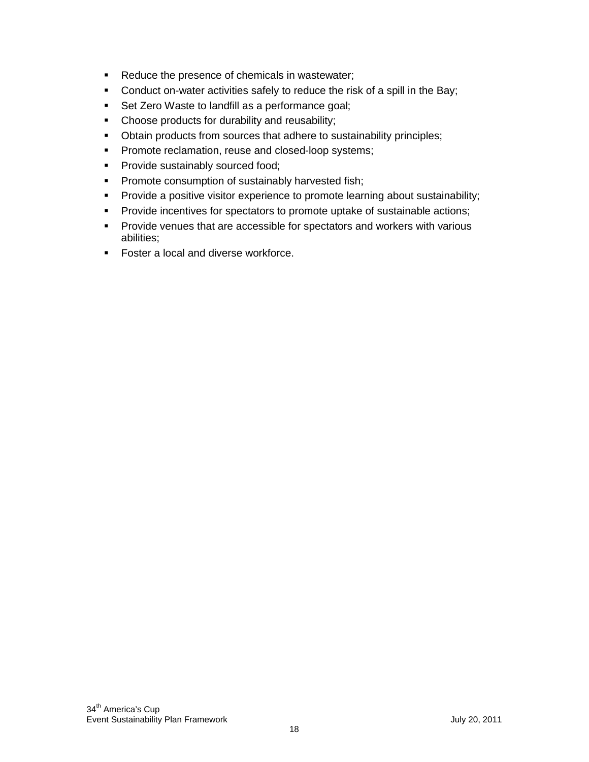- Reduce the presence of chemicals in wastewater;
- Conduct on-water activities safely to reduce the risk of a spill in the Bay;
- Set Zero Waste to landfill as a performance goal;
- Choose products for durability and reusability;
- Obtain products from sources that adhere to sustainability principles;
- Promote reclamation, reuse and closed-loop systems;
- Provide sustainably sourced food;
- Promote consumption of sustainably harvested fish;
- Provide a positive visitor experience to promote learning about sustainability;
- Provide incentives for spectators to promote uptake of sustainable actions;
- Provide venues that are accessible for spectators and workers with various abilities;
- Foster a local and diverse workforce.